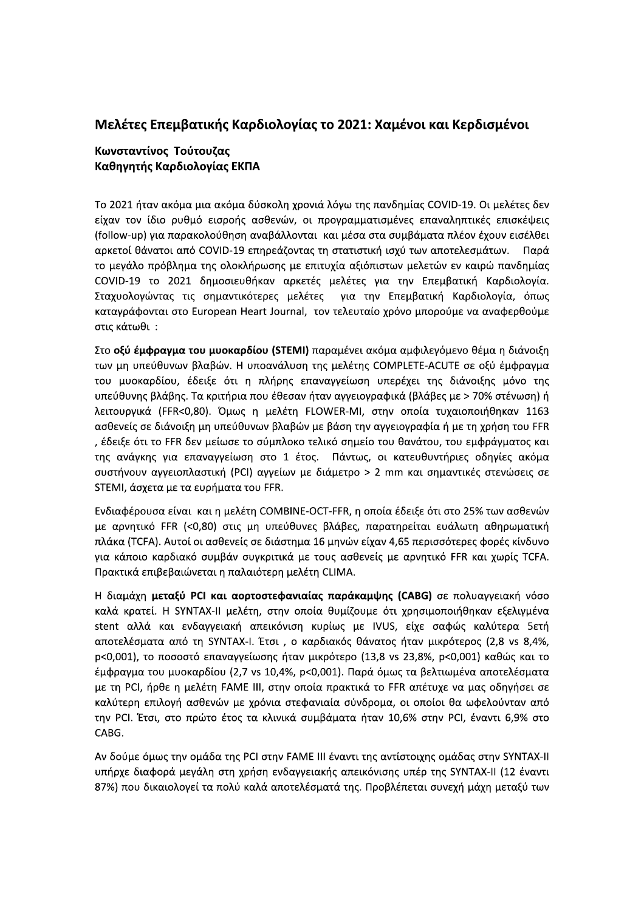## Μελέτες Επεμβατικής Καρδιολογίας το 2021: Χαμένοι και Κερδισμένοι

**Κωνσταντίνος Τούτουζας**
**Καθηγητής Καρδιολογίας ΕΚΠΑ**

Το 2021 ήταν ακόμα μια ακόμα δύσκολη χρονιά λόγω της πανδημίας COVID-19. Οι μελέτες δεν είχαν τον ίδιο ρυθμό εισροής ασθενών, οι προγραμματισμένες επαναληπτικές επισκέψεις (follow-up) για παρακολούθηση αναβάλλονται και μέσα στα συμβάματα πλέον έχουν εισέλθει αρκετοί θάνατοι από COVID-19 επηρεάζοντας τη στατιστική ισχύ των αποτελεσμάτων. Παρά το μεγάλο πρόβλημα της ολοκλήρωσης με επιτυχία αξιόπιστων μελετών εν καιρώ πανδημίας COVID-19 το 2021 δημοσιευθήκαν αρκετές μελέτες για την Επεμβατική Καρδιολογία. Σταχυολογώντας τις σημαντικότερες μελέτες για την Επεμβατική Καρδιολογία, όπως καταγράφονται στο European Heart Journal, τον τελευταίο χρόνο μπορούμε να αναφερθούμε στις κάτωθι :

Στο **οξύ έμφραγμα του μυοκαρδίου (STEMI)** παραμένει ακόμα αμφιλεγόμενο θέμα η διάνοιξη των μη υπεύθυνων βλαβών. Η υποανάλυση της μελέτης COMPLETE-ACUTE σε οξύ έμφραγμα του μυοκαρδίου, έδειξε ότι η πλήρης επαναγγείωση υπερέχει της διάνοιξης μόνο της υπεύθυνης βλάβης. Τα κριτήρια που έθεσαν ήταν αγγειογραφικά (βλάβες με > 70% στένωση) ή λειτουργικά (FFR<0,80). Όμως η μελέτη FLOWER-MI, στην οποία τυχαιοποιήθηκαν 1163 ασθενείς σε διάνοιξη μη υπεύθυνων βλαβών με βάση την αγγειογραφία ή με τη χρήση του FFR , έδειξε ότι το FFR δεν μείωσε το σύμπλοκο τελικό σημείο του θανάτου, του εμφράγματος και της ανάγκης για επαναγγείωση στο 1 έτος. Πάντως, οι κατευθυντήριες οδηγίες ακόμα συστήνουν αγγειοπλαστική (PCI) αγγείων με διάμετρο > 2 mm και σημαντικές στενώσεις σε STEMI, άσχετα με τα ευρήματα του FFR.

Ενδιαφέρουσα είναι και η μελέτη COMBINE-OCT-FFR, η οποία έδειξε ότι στο 25% των ασθενών με αρνητικό FFR (<0,80) στις μη υπεύθυνες βλάβες, παρατηρείται ευάλωτη αθηρωματική πλάκα (TCFA). Αυτοί οι ασθενείς σε διάστημα 16 μηνών είχαν 4,65 περισσότερες φορές κίνδυνο για κάποιο καρδιακό συμβάν συγκριτικά με τους ασθενείς με αρνητικό FFR και χωρίς TCFA. Πρακτικά επιβεβαιώνεται η παλαιότερη μελέτη CLIMA.

Η διαμάχη **μεταξύ PCI και αορτοστεφανιαίας παράκαμψης (CABG)** σε πολυαγγειακή νόσο καλά κρατεί. Η SYNTAX-II μελέτη, στην οποία θυμίζουμε ότι χρησιμοποιήθηκαν εξελιγμένα stent αλλά και ενδαγγειακή απεικόνιση κυρίως με IVUS, είχε σαφώς καλύτερα 5ετή αποτελέσματα από τη SYNTAX-I. Έτσι , ο καρδιακός θάνατος ήταν μικρότερος (2,8 vs 8,4%, p<0,001), το ποσοστό επαναγγείωσης ήταν μικρότερο (13,8 vs 23,8%, p<0,001) καθώς και το έμφραγμα του μυοκαρδίου (2,7 vs 10,4%, p<0,001). Παρά όμως τα βελτιωμένα αποτελέσματα με τη PCI, ήρθε η μελέτη FAME III, στην οποία πρακτικά το FFR απέτυχε να μας οδηγήσει σε καλύτερη επιλογή ασθενών με χρόνια στεφανιαία σύνδρομα, οι οποίοι θα ωφελούνταν από την PCI. Έτσι, στο πρώτο έτος τα κλινικά συμβάματα ήταν 10,6% στην PCI, έναντι 6,9% στο CABG.

Αν δούμε όμως την ομάδα της PCI στην FAME III έναντι της αντίστοιχης ομάδας στην SYNTAX-II υπήρχε διαφορά μεγάλη στη χρήση ενδαγγειακής απεικόνισης υπέρ της SYNTAX-II (12 έναντι 87%) που δικαιολογεί τα πολύ καλά αποτελέσματά της. Προβλέπεται συνεχή μάχη μεταξύ των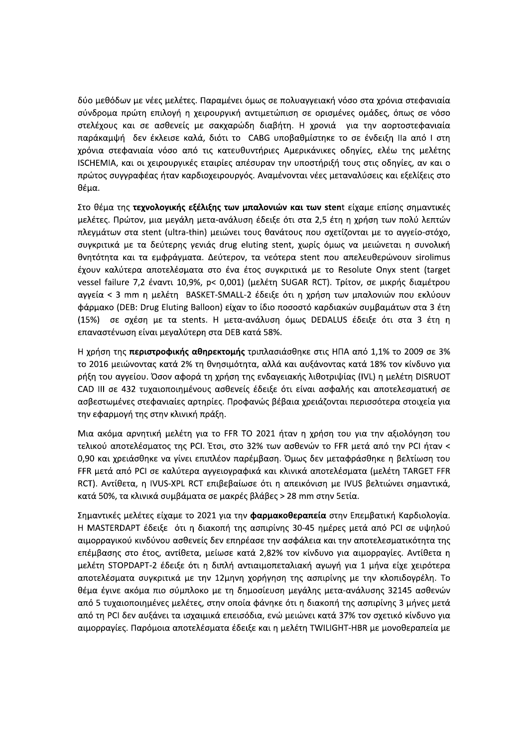δύο μεθόδων με νέες μελέτες. Παραμένει όμως σε πολυαγγειακή νόσο στα χρόνια στεφανιαία σύνδρομα πρώτη επιλογή η χειρουργική αντιμετώπιση σε ορισμένες ομάδες, όπως σε νόσο στελέχους και σε ασθενείς με σακχαρώδη διαβήτη. Η χρονιά για την αορτοστεφανιαία παράκαμψη δεν έκλεισε καλά, διότι το CABG υποβαθμίστηκε το σε ένδειξη IIa από I στη χρόνια στεφανιαία νόσο από τις κατευθυντήριες Αμερικάνικες οδηγίες, ελέω της μελέτης ISCHEMIA, και οι χειρουργικές εταιρίες απέσυραν την υποστήριξή τους στις οδηγίες, αν και ο πρώτος συγγραφέας ήταν καρδιοχειρουργός. Αναμένονται νέες μεταναλύσεις και εξελίξεις στο θέμα.

Στο θέμα της **τεχνολογικής εξέλιξης των μπαλονιών και των sten**t είχαμε επίσης σημαντικές μελέτες. Πρώτον, μια μεγάλη μετα-ανάλυση έδειξε ότι στα 2,5 έτη η χρήση των πολύ λεπτών πλεγμάτων στα stent (ultra-thin) μειώνει τους θανάτους που σχετίζονται με το αγγείο-στόχο, συγκριτικά με τα δεύτερης γενιάς drug eluting stent, χωρίς όμως να μειώνεται η συνολική θνητότητα και τα εμφράγματα. Δεύτερον, τα νεότερα stent που απελευθερώνουν sirolimus έχουν καλύτερα αποτελέσματα στο ένα έτος συγκριτικά με το Resolute Onyx stent (target vessel failure 7,2 έναντι 10,9%, p< 0,001) (μελέτη SUGAR RCT). Τρίτον, σε μικρής διαμέτρου αγγεία < 3 mm η μελέτη BASKET-SMALL-2 έδειξε ότι η χρήση των μπαλονιών που εκλύουν φάρμακο (DEB: Drug Eluting Balloon) είχαν το ίδιο ποσοστό καρδιακών συμβαμάτων στα 3 έτη (15%) σε σχέση με τα stents. Η μετα-ανάλυση όμως DEDALUS έδειξε ότι στα 3 έτη η επαναστένωση είναι μεγαλύτερη στα DEB κατά 58%.

Η χρήση της **περιστροφικής αθηρεκτομής** τριπλασιάσθηκε στις ΗΠΑ από 1,1% το 2009 σε 3% το 2016 μειώνοντας κατά 2% τη θνησιμότητα, αλλά και αυξάνοντας κατά 18% τον κίνδυνο για ρήξη του αγγείου. Όσον αφορά τη χρήση της ενδαγειακής λιθοτριψίας (IVL) η μελέτη DISRUOT CAD III σε 432 τυχαιοποιημένους ασθενείς έδειξε ότι είναι ασφαλής και αποτελεσματική σε ασβεστωμένες στεφανιαίες αρτηρίες. Προφανώς βέβαια χρειάζονται περισσότερα στοιχεία για την εφαρμογή της στην κλινική πράξη.

Μια ακόμα αρνητική μελέτη για το FFR TO 2021 ήταν η χρήση του για την αξιολόγηση του τελικού αποτελέσματος της PCI. Έτσι, στο 32% των ασθενών το FFR μετά από την PCI ήταν < 0,90 και χρειάσθηκε να γίνει επιπλέον παρέμβαση. Όμως δεν μεταφράσθηκε η βελτίωση του FFR μετά από PCI σε καλύτερα αγγειογραφικά και κλινικά αποτελέσματα (μελέτη TARGET FFR RCT). Αντίθετα, η IVUS-XPL RCT επιβεβαίωσε ότι η απεικόνιση με IVUS βελτιώνει σημαντικά, κατά 50%, τα κλινικά συμβάματα σε μακρές βλάβες > 28 mm στην 5ετία.

Σημαντικές μελέτες είχαμε το 2021 για την **φαρμακοθεραπεία** στην Επεμβατική Καρδιολογία. Η MASTERDAPT έδειξε ότι η διακοπή της ασπιρίνης 30-45 ημέρες μετά από PCI σε υψηλού αιμορραγικού κινδύνου ασθενείς δεν επηρέασε την ασφάλεια και την αποτελεσματικότητα της επέμβασης στο έτος, αντίθετα, μείωσε κατά 2,82% τον κίνδυνο για αιμορραγίες. Αντίθετα η μελέτη STOPDAPT-2 έδειξε ότι η διπλή αντιαιμοπεταλιακή αγωγή για 1 μήνα είχε χειρότερα αποτελέσματα συγκριτικά με την 12μηνη χορήγηση της ασπιρίνης με την κλοπιδογρέλη. Το θέμα έγινε ακόμα πιο σύμπλοκο με τη δημοσίευση μεγάλης μετα-ανάλυσης 32145 ασθενών από 5 τυχαιοποιημένες μελέτες, στην οποία φάνηκε ότι η διακοπή της ασπιρίνης 3 μήνες μετά από τη PCI δεν αυξάνει τα ισχαιμικά επεισόδια, ενώ μειώνει κατά 37% τον σχετικό κίνδυνο για αιμορραγίες. Παρόμοια αποτελέσματα έδειξε και η μελέτη TWILIGHT-HBR με μονοθεραπεία με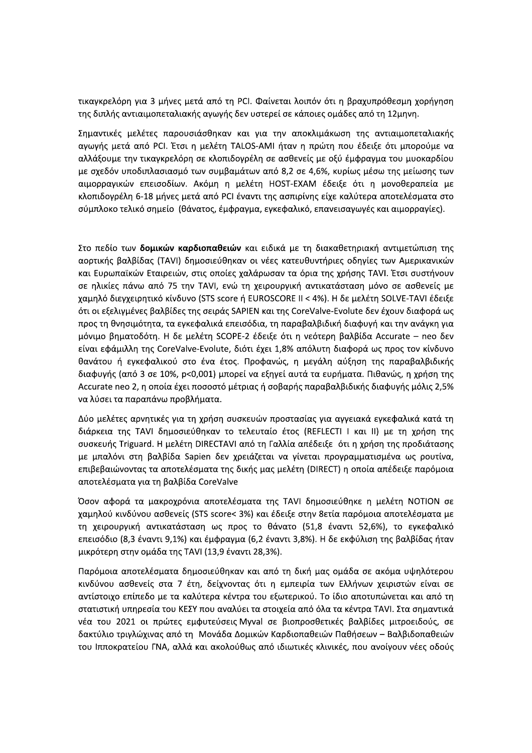τικαγκρελόρη για 3 μήνες μετά από τη PCI. Φαίνεται λοιπόν ότι η βραχυπρόθεσμη χορήγηση της διπλής αντιαιμοπεταλιακής αγωγής δεν υστερεί σε κάποιες ομάδες από τη 12μηνη.

Σημαντικές μελέτες παρουσιάσθηκαν και για την αποκλιμάκωση της αντιαιμοπεταλιακής αγωγής μετά από PCI. Έτσι η μελέτη TALOS-AMI ήταν η πρώτη που έδειξε ότι μπορούμε να αλλάξουμε την τικαγκρελόρη σε κλοπιδογρέλη σε ασθενείς με οξύ έμφραγμα του μυοκαρδίου με σχεδόν υποδιπλασιασμό των συμβαμάτων από 8,2 σε 4,6%, κυρίως μέσω της μείωσης των αιμορραγικών επεισοδίων. Ακόμη η μελέτη HOST-EXAM έδειξε ότι η μονοθεραπεία με κλοπιδογρέλη 6-18 μήνες μετά από PCI έναντι της ασπιρίνης είχε καλύτερα αποτελέσματα στο σύμπλοκο τελικό σημείο (θάνατος, έμφραγμα, εγκεφαλικό, επανεισαγωγές και αιμορραγίες).

Στο πεδίο των **δομικών καρδιοπαθειών** και ειδικά με τη διακαθετηριακή αντιμετώπιση της αορτικής βαλβίδας (TAVI) δημοσιεύθηκαν οι νέες κατευθυντήριες οδηγίες των Αμερικανικών και Ευρωπαϊκών Εταιρειών, στις οποίες χαλάρωσαν τα όρια της χρήσης TAVI. Έτσι συστήνουν σε ηλικίες πάνω από 75 την TAVI, ενώ τη χειρουργική αντικατάσταση μόνο σε ασθενείς με χαμηλό διεγχειρητικό κίνδυνο (STS score ή EUROSCORE II < 4%). Η δε μελέτη SOLVE-TAVI έδειξε ότι οι εξελιγμένες βαλβίδες της σειράς SAPIEN και της CoreValve-Evolute δεν έχουν διαφορά ως προς τη θνησιμότητα, τα εγκεφαλικά επεισόδια, τη παραβαλβιδική διαφυγή και την ανάγκη για μόνιμο βηματοδότη. Η δε μελέτη SCOPE-2 έδειξε ότι η νεότερη βαλβίδα Accurate – neo δεν είναι εφάμιλλη της CoreValve-Evolute, διότι έχει 1,8% απόλυτη διαφορά ως προς τον κίνδυνο θανάτου ή εγκεφαλικού στο ένα έτος. Προφανώς, η μεγάλη αύξηση της παραβαλβιδικής διαφυγής (από 3 σε 10%, $p<0,001$) μπορεί να εξηγεί αυτά τα ευρήματα. Πιθανώς, η χρήση της Accurate neo 2, η οποία έχει ποσοστό μέτριας ή σοβαρής παραβαλβιδικής διαφυγής μόλις 2,5% να λύσει τα παραπάνω προβλήματα.

Δύο μελέτες αρνητικές για τη χρήση συσκευών προστασίας για αγγειακά εγκεφαλικά κατά τη διάρκεια της TAVI δημοσιεύθηκαν το τελευταίο έτος (REFLECTI I και II) με τη χρήση της συσκευής Triguard. Η μελέτη DIRECTAVI από τη Γαλλία απέδειξε ότι η χρήση της προδιάτασης με μπαλόνι στη βαλβίδα Sapien δεν χρειάζεται να γίνεται προγραμματισμένα ως ρουτίνα, επιβεβαιώνοντας τα αποτελέσματα της δικής μας μελέτη (DIRECT) η οποία απέδειξε παρόμοια αποτελέσματα για τη βαλβίδα CoreValve

Όσον αφορά τα μακροχρόνια αποτελέσματα της TAVI δημοσιεύθηκε η μελέτη NOTION σε χαμηλού κινδύνου ασθενείς (STS score< 3%) και έδειξε στην 8ετία παρόμοια αποτελέσματα με τη χειρουργική αντικατάσταση ως προς το θάνατο (51,8 έναντι 52,6%), το εγκεφαλικό επεισόδιο (8,3 έναντι 9,1%) και έμφραγμα (6,2 έναντι 3,8%). Η δε εκφύλιση της βαλβίδας ήταν μικρότερη στην ομάδα της TAVI (13,9 έναντι 28,3%).

Παρόμοια αποτελέσματα δημοσιεύθηκαν και από τη δική μας ομάδα σε ακόμα υψηλότερου κινδύνου ασθενείς στα 7 έτη, δείχνοντας ότι η εμπειρία των Ελλήνων χειριστών είναι σε αντίστοιχο επίπεδο με τα καλύτερα κέντρα του εξωτερικού. Το ίδιο αποτυπώνεται και από τη στατιστική υπηρεσία του ΚΕΣΥ που αναλύει τα στοιχεία από όλα τα κέντρα TAVI. Στα σημαντικά νέα του 2021 οι πρώτες εμφυτεύσεις Myval σε βιοπροσθετικές βαλβίδες μιτροειδούς, σε δακτύλιο τριγλώχινας από τη Μονάδα Δομικών Καρδιοπαθειών Παθήσεων – Βαλβιδοπαθειών του Ιπποκρατείου ΓΝΑ, αλλά και ακολούθως από ιδιωτικές κλινικές, που ανοίγουν νέες οδούς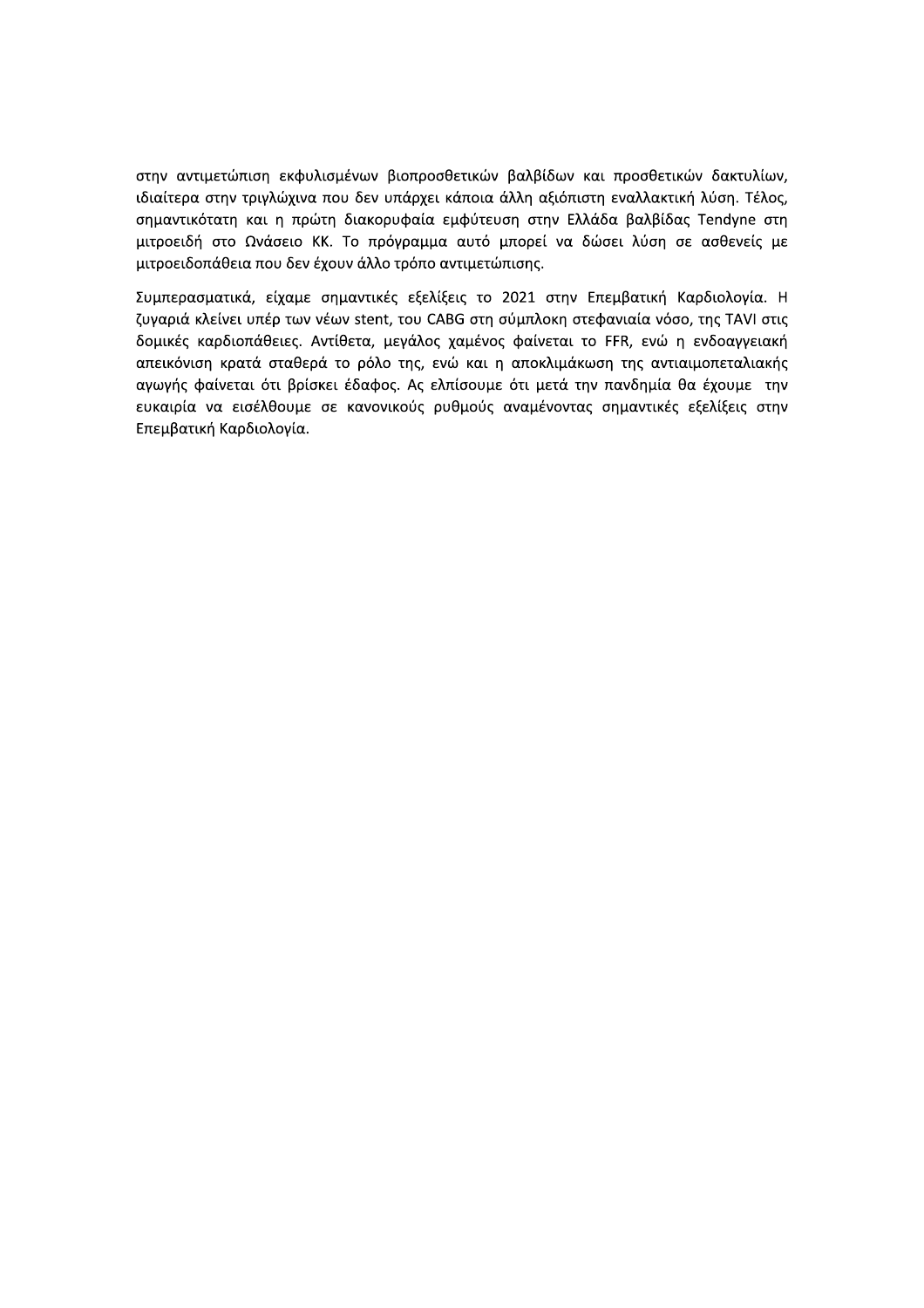στην αντιμετώπιση εκφυλισμένων βιοπροσθετικών βαλβίδων και προσθετικών δακτυλίων, ιδιαίτερα στην τριγλώχινα που δεν υπάρχει κάποια άλλη αξιόπιστη εναλλακτική λύση. Τέλος, σημαντικότατη και η πρώτη διακορυφαία εμφύτευση στην Ελλάδα βαλβίδας Tendyne στη μιτροειδή στο Ωνάσειο ΚΚ. Το πρόγραμμα αυτό μπορεί να δώσει λύση σε ασθενείς με μιτροειδοπάθεια που δεν έχουν άλλο τρόπο αντιμετώπισης.

Συμπερασματικά, είχαμε σημαντικές εξελίξεις το 2021 στην Επεμβατική Καρδιολογία. Η ζυγαριά κλείνει υπέρ των νέων stent, του CABG στη σύμπλοκη στεφανιαία νόσο, της TAVI στις δομικές καρδιοπάθειες. Αντίθετα, μεγάλος χαμένος φαίνεται το FFR, ενώ η ενδοαγγειακή απεικόνιση κρατά σταθερά το ρόλο της, ενώ και η αποκλιμάκωση της αντιαιμοπεταλιακής αγωγής φαίνεται ότι βρίσκει έδαφος. Ας ελπίσουμε ότι μετά την πανδημία θα έχουμε την ευκαιρία να εισέλθουμε σε κανονικούς ρυθμούς αναμένοντας σημαντικές εξελίξεις στην Επεμβατική Καρδιολογία.